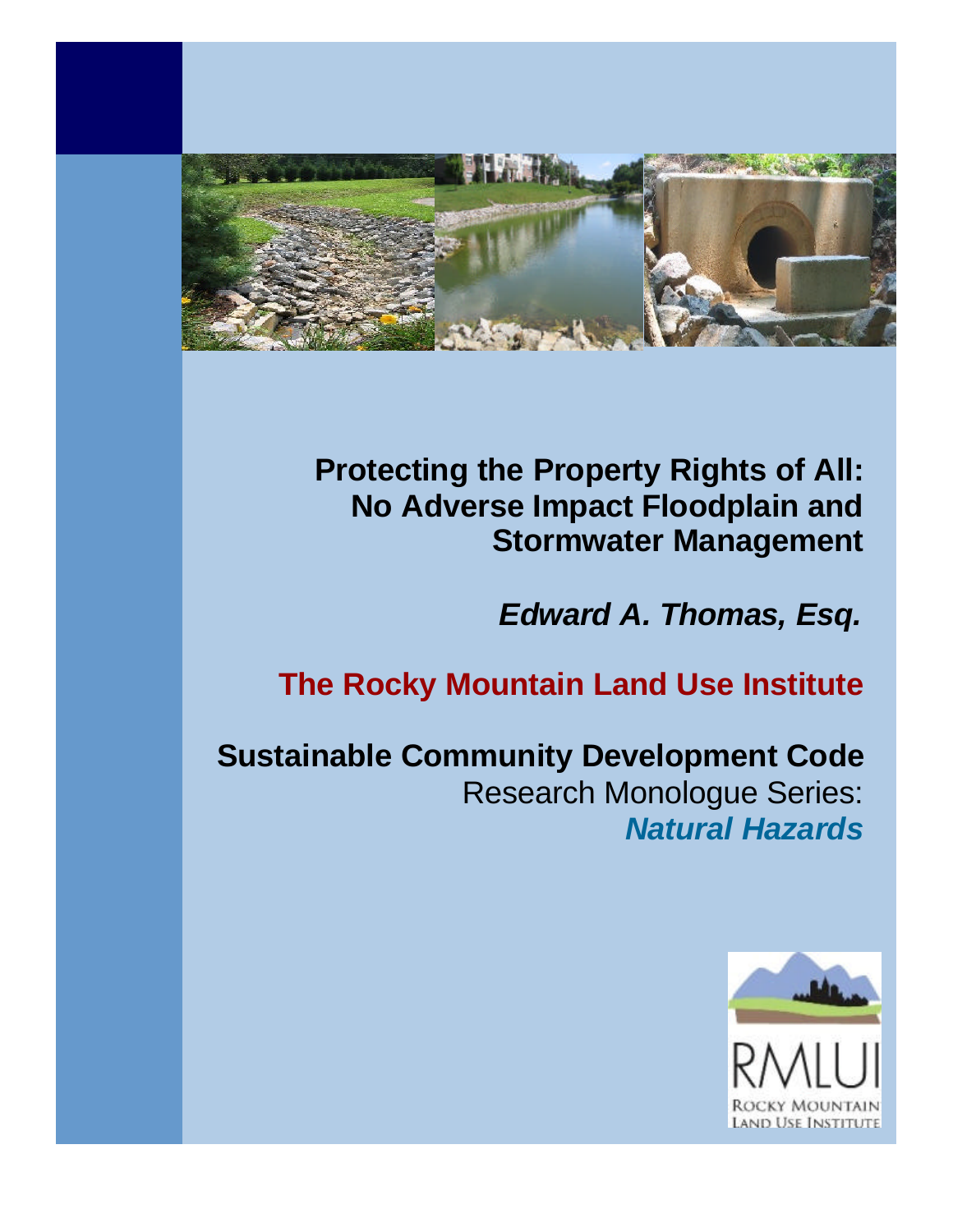# Protecting the Property Rights of All: No Adverse Impact Floodplain and Stormwater Management

***Edward A. Thomas, Esq.***

**The Rocky Mountain Land Use Institute**

**Sustainable Community Development Code**
Research Monologue Series:
***Natural Hazards***

RMLUI
ROCKY MOUNTAIN LAND USE INSTITUTE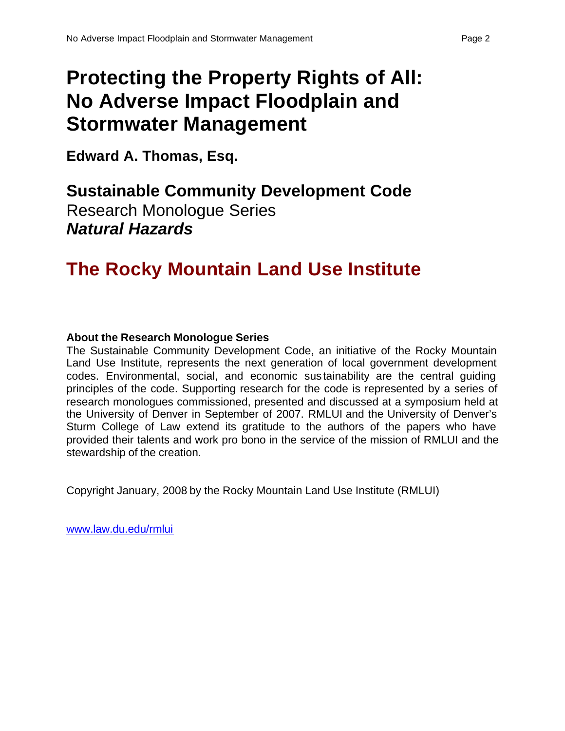# Protecting the Property Rights of All: No Adverse Impact Floodplain and Stormwater Management

**Edward A. Thomas, Esq.**

## Sustainable Community Development Code

Research Monologue Series

***Natural Hazards***

## The Rocky Mountain Land Use Institute

**About the Research Monologue Series**

The Sustainable Community Development Code, an initiative of the Rocky Mountain Land Use Institute, represents the next generation of local government development codes. Environmental, social, and economic sustainability are the central guiding principles of the code. Supporting research for the code is represented by a series of research monologues commissioned, presented and discussed at a symposium held at the University of Denver in September of 2007. RMLUI and the University of Denver's Sturm College of Law extend its gratitude to the authors of the papers who have provided their talents and work pro bono in the service of the mission of RMLUI and the stewardship of the creation.

Copyright January, 2008 by the Rocky Mountain Land Use Institute (RMLUI)

www.law.du.edu/rmlui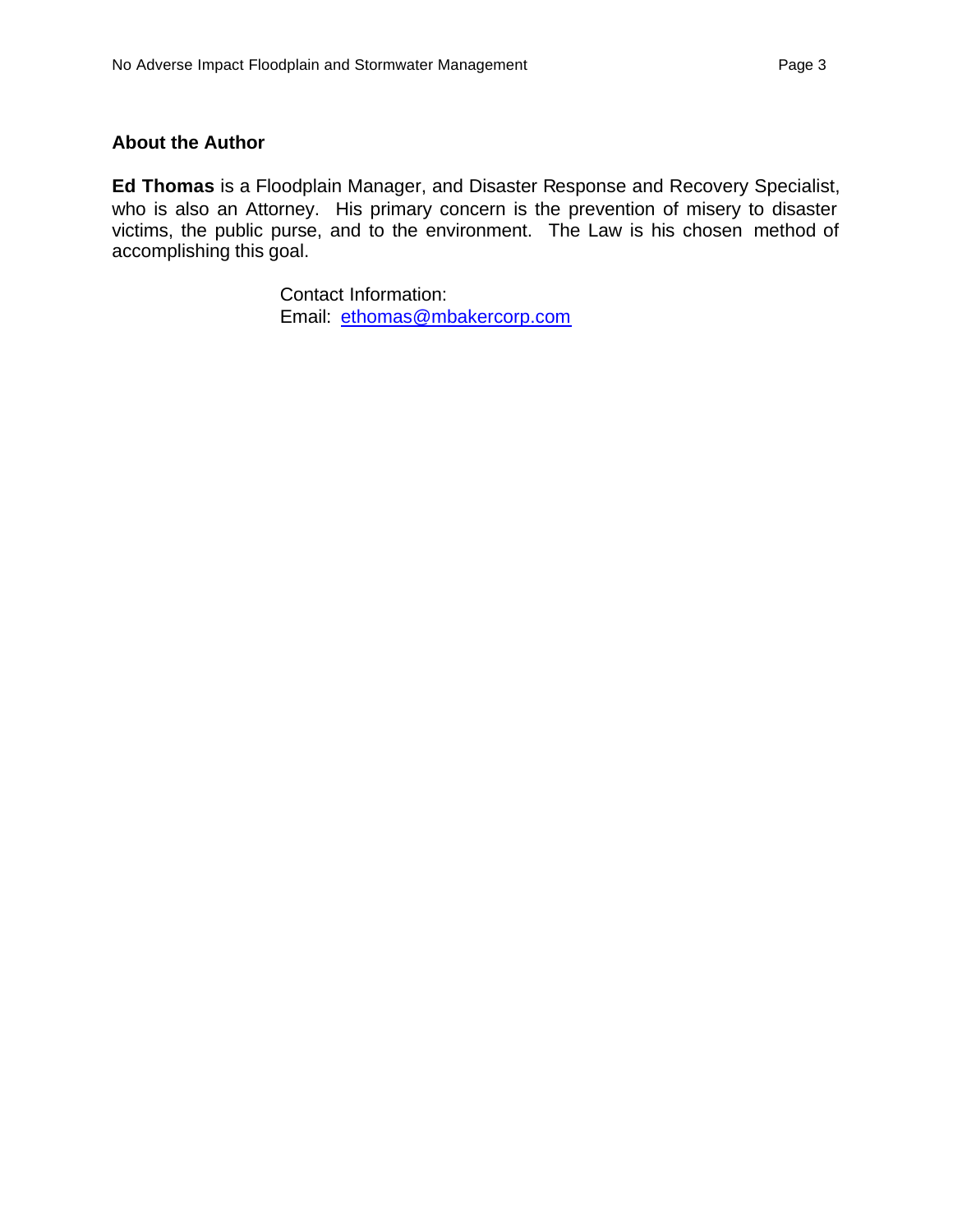## About the Author

**Ed Thomas** is a Floodplain Manager, and Disaster Response and Recovery Specialist, who is also an Attorney. His primary concern is the prevention of misery to disaster victims, the public purse, and to the environment. The Law is his chosen method of accomplishing this goal.

Contact Information:
Email: ethomas@mbakercorp.com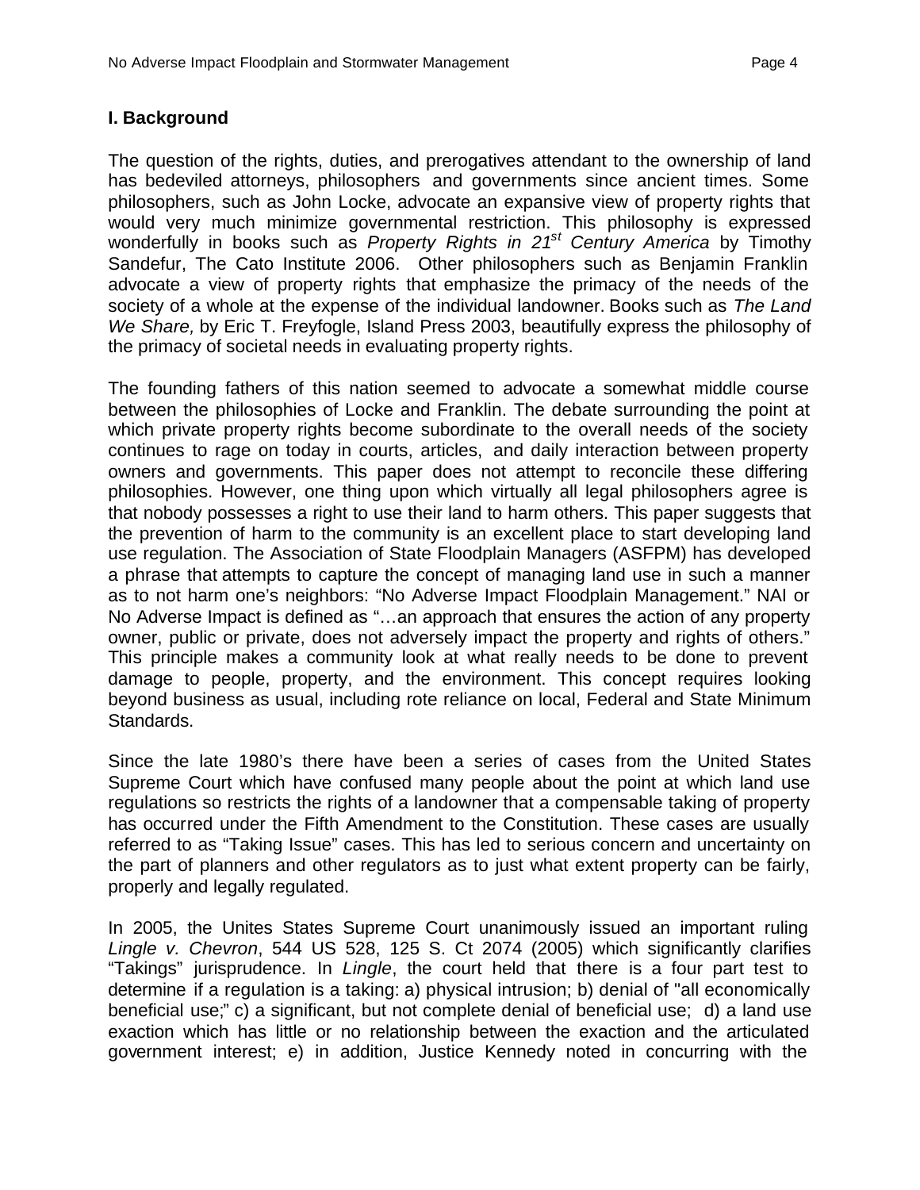## I. Background

The question of the rights, duties, and prerogatives attendant to the ownership of land has bedeviled attorneys, philosophers and governments since ancient times. Some philosophers, such as John Locke, advocate an expansive view of property rights that would very much minimize governmental restriction. This philosophy is expressed wonderfully in books such as *Property Rights in 21st Century America* by Timothy Sandefur, The Cato Institute 2006. Other philosophers such as Benjamin Franklin advocate a view of property rights that emphasize the primacy of the needs of the society of a whole at the expense of the individual landowner. Books such as *The Land We Share,* by Eric T. Freyfogle, Island Press 2003, beautifully express the philosophy of the primacy of societal needs in evaluating property rights.

The founding fathers of this nation seemed to advocate a somewhat middle course between the philosophies of Locke and Franklin. The debate surrounding the point at which private property rights become subordinate to the overall needs of the society continues to rage on today in courts, articles, and daily interaction between property owners and governments. This paper does not attempt to reconcile these differing philosophies. However, one thing upon which virtually all legal philosophers agree is that nobody possesses a right to use their land to harm others. This paper suggests that the prevention of harm to the community is an excellent place to start developing land use regulation. The Association of State Floodplain Managers (ASFPM) has developed a phrase that attempts to capture the concept of managing land use in such a manner as to not harm one's neighbors: "No Adverse Impact Floodplain Management." NAI or No Adverse Impact is defined as "…an approach that ensures the action of any property owner, public or private, does not adversely impact the property and rights of others." This principle makes a community look at what really needs to be done to prevent damage to people, property, and the environment. This concept requires looking beyond business as usual, including rote reliance on local, Federal and State Minimum Standards.

Since the late 1980's there have been a series of cases from the United States Supreme Court which have confused many people about the point at which land use regulations so restricts the rights of a landowner that a compensable taking of property has occurred under the Fifth Amendment to the Constitution. These cases are usually referred to as "Taking Issue" cases. This has led to serious concern and uncertainty on the part of planners and other regulators as to just what extent property can be fairly, properly and legally regulated.

In 2005, the Unites States Supreme Court unanimously issued an important ruling *Lingle v. Chevron*, 544 US 528, 125 S. Ct 2074 (2005) which significantly clarifies "Takings" jurisprudence. In *Lingle*, the court held that there is a four part test to determine if a regulation is a taking: a) physical intrusion; b) denial of "all economically beneficial use;" c) a significant, but not complete denial of beneficial use; d) a land use exaction which has little or no relationship between the exaction and the articulated government interest; e) in addition, Justice Kennedy noted in concurring with the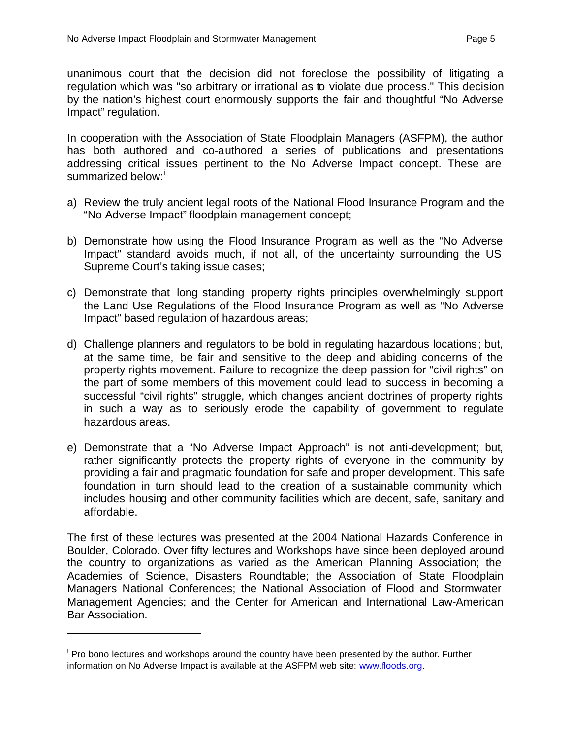unanimous court that the decision did not foreclose the possibility of litigating a regulation which was "so arbitrary or irrational as to violate due process." This decision by the nation's highest court enormously supports the fair and thoughtful "No Adverse Impact" regulation.

In cooperation with the Association of State Floodplain Managers (ASFPM), the author has both authored and co-authored a series of publications and presentations addressing critical issues pertinent to the No Adverse Impact concept. These are summarized below:[i]

a) Review the truly ancient legal roots of the National Flood Insurance Program and the "No Adverse Impact" floodplain management concept;

b) Demonstrate how using the Flood Insurance Program as well as the "No Adverse Impact" standard avoids much, if not all, of the uncertainty surrounding the US Supreme Court's taking issue cases;

c) Demonstrate that long standing property rights principles overwhelmingly support the Land Use Regulations of the Flood Insurance Program as well as "No Adverse Impact" based regulation of hazardous areas;

d) Challenge planners and regulators to be bold in regulating hazardous locations; but, at the same time, be fair and sensitive to the deep and abiding concerns of the property rights movement. Failure to recognize the deep passion for "civil rights" on the part of some members of this movement could lead to success in becoming a successful "civil rights" struggle, which changes ancient doctrines of property rights in such a way as to seriously erode the capability of government to regulate hazardous areas.

e) Demonstrate that a "No Adverse Impact Approach" is not anti-development; but, rather significantly protects the property rights of everyone in the community by providing a fair and pragmatic foundation for safe and proper development. This safe foundation in turn should lead to the creation of a sustainable community which includes housing and other community facilities which are decent, safe, sanitary and affordable.

The first of these lectures was presented at the 2004 National Hazards Conference in Boulder, Colorado. Over fifty lectures and Workshops have since been deployed around the country to organizations as varied as the American Planning Association; the Academies of Science, Disasters Roundtable; the Association of State Floodplain Managers National Conferences; the National Association of Flood and Stormwater Management Agencies; and the Center for American and International Law-American Bar Association.

---

[i] Pro bono lectures and workshops around the country have been presented by the author. Further information on No Adverse Impact is available at the ASFPM web site: www.floods.org.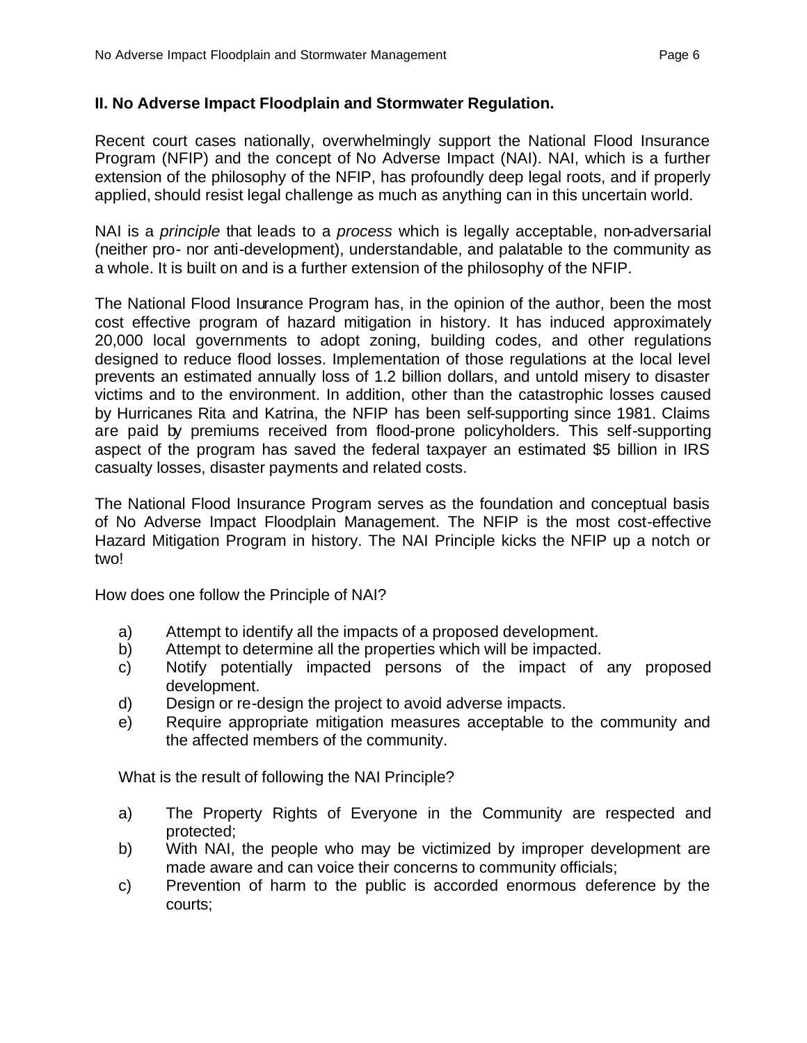## II. No Adverse Impact Floodplain and Stormwater Regulation.

Recent court cases nationally, overwhelmingly support the National Flood Insurance Program (NFIP) and the concept of No Adverse Impact (NAI). NAI, which is a further extension of the philosophy of the NFIP, has profoundly deep legal roots, and if properly applied, should resist legal challenge as much as anything can in this uncertain world.

NAI is a *principle* that leads to a *process* which is legally acceptable, non-adversarial (neither pro- nor anti-development), understandable, and palatable to the community as a whole. It is built on and is a further extension of the philosophy of the NFIP.

The National Flood Insurance Program has, in the opinion of the author, been the most cost effective program of hazard mitigation in history. It has induced approximately 20,000 local governments to adopt zoning, building codes, and other regulations designed to reduce flood losses. Implementation of those regulations at the local level prevents an estimated annually loss of 1.2 billion dollars, and untold misery to disaster victims and to the environment. In addition, other than the catastrophic losses caused by Hurricanes Rita and Katrina, the NFIP has been self-supporting since 1981. Claims are paid by premiums received from flood-prone policyholders. This self-supporting aspect of the program has saved the federal taxpayer an estimated $5 billion in IRS casualty losses, disaster payments and related costs.

The National Flood Insurance Program serves as the foundation and conceptual basis of No Adverse Impact Floodplain Management. The NFIP is the most cost-effective Hazard Mitigation Program in history. The NAI Principle kicks the NFIP up a notch or two!

How does one follow the Principle of NAI?

a) Attempt to identify all the impacts of a proposed development.
b) Attempt to determine all the properties which will be impacted.
c) Notify potentially impacted persons of the impact of any proposed development.
d) Design or re-design the project to avoid adverse impacts.
e) Require appropriate mitigation measures acceptable to the community and the affected members of the community.

What is the result of following the NAI Principle?

a) The Property Rights of Everyone in the Community are respected and protected;
b) With NAI, the people who may be victimized by improper development are made aware and can voice their concerns to community officials;
c) Prevention of harm to the public is accorded enormous deference by the courts;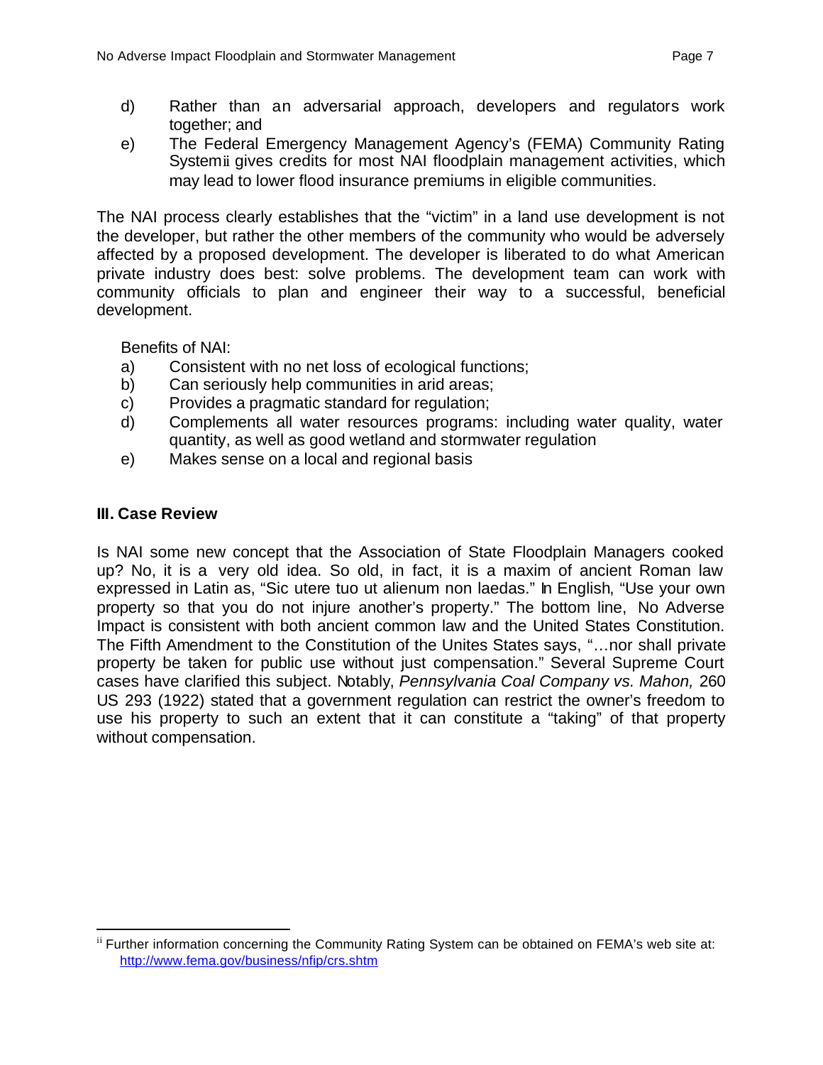d) Rather than an adversarial approach, developers and regulators work together; and

e) The Federal Emergency Management Agency's (FEMA) Community Rating System[ii] gives credits for most NAI floodplain management activities, which may lead to lower flood insurance premiums in eligible communities.

The NAI process clearly establishes that the "victim" in a land use development is not the developer, but rather the other members of the community who would be adversely affected by a proposed development. The developer is liberated to do what American private industry does best: solve problems. The development team can work with community officials to plan and engineer their way to a successful, beneficial development.

Benefits of NAI:

a) Consistent with no net loss of ecological functions;
b) Can seriously help communities in arid areas;
c) Provides a pragmatic standard for regulation;
d) Complements all water resources programs: including water quality, water quantity, as well as good wetland and stormwater regulation
e) Makes sense on a local and regional basis

## III. Case Review

Is NAI some new concept that the Association of State Floodplain Managers cooked up? No, it is a very old idea. So old, in fact, it is a maxim of ancient Roman law expressed in Latin as, "Sic utere tuo ut alienum non laedas." In English, "Use your own property so that you do not injure another's property." The bottom line, No Adverse Impact is consistent with both ancient common law and the United States Constitution. The Fifth Amendment to the Constitution of the Unites States says, "…nor shall private property be taken for public use without just compensation." Several Supreme Court cases have clarified this subject. Notably, *Pennsylvania Coal Company vs. Mahon,* 260 US 293 (1922) stated that a government regulation can restrict the owner's freedom to use his property to such an extent that it can constitute a "taking" of that property without compensation.

---

[ii] Further information concerning the Community Rating System can be obtained on FEMA's web site at: http://www.fema.gov/business/nfip/crs.shtm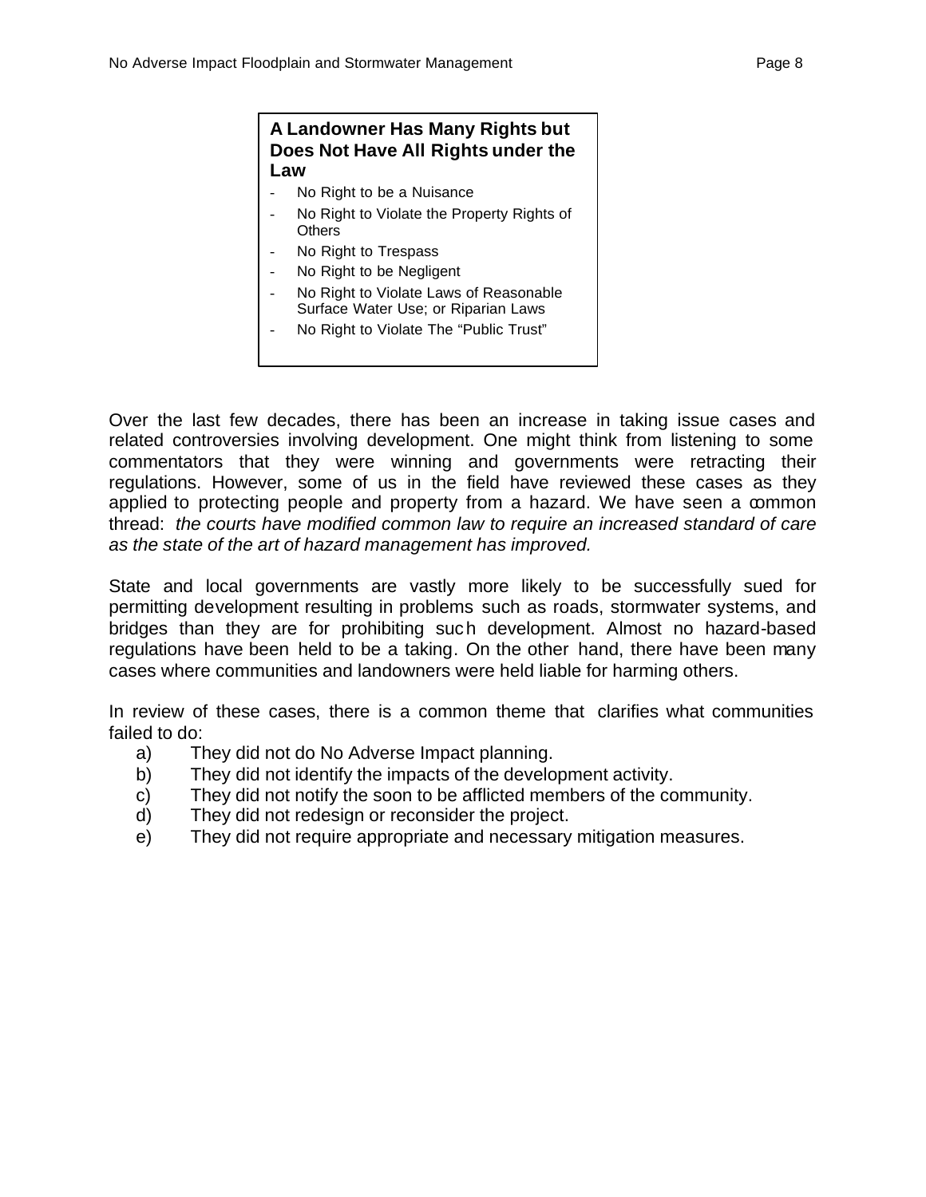**A Landowner Has Many Rights but Does Not Have All Rights under the Law**

- No Right to be a Nuisance
- No Right to Violate the Property Rights of Others
- No Right to Trespass
- No Right to be Negligent
- No Right to Violate Laws of Reasonable Surface Water Use; or Riparian Laws
- No Right to Violate The "Public Trust"

Over the last few decades, there has been an increase in taking issue cases and related controversies involving development. One might think from listening to some commentators that they were winning and governments were retracting their regulations. However, some of us in the field have reviewed these cases as they applied to protecting people and property from a hazard. We have seen a common thread: *the courts have modified common law to require an increased standard of care as the state of the art of hazard management has improved.*

State and local governments are vastly more likely to be successfully sued for permitting development resulting in problems such as roads, stormwater systems, and bridges than they are for prohibiting such development. Almost no hazard-based regulations have been held to be a taking. On the other hand, there have been many cases where communities and landowners were held liable for harming others.

In review of these cases, there is a common theme that clarifies what communities failed to do:

a) They did not do No Adverse Impact planning.
b) They did not identify the impacts of the development activity.
c) They did not notify the soon to be afflicted members of the community.
d) They did not redesign or reconsider the project.
e) They did not require appropriate and necessary mitigation measures.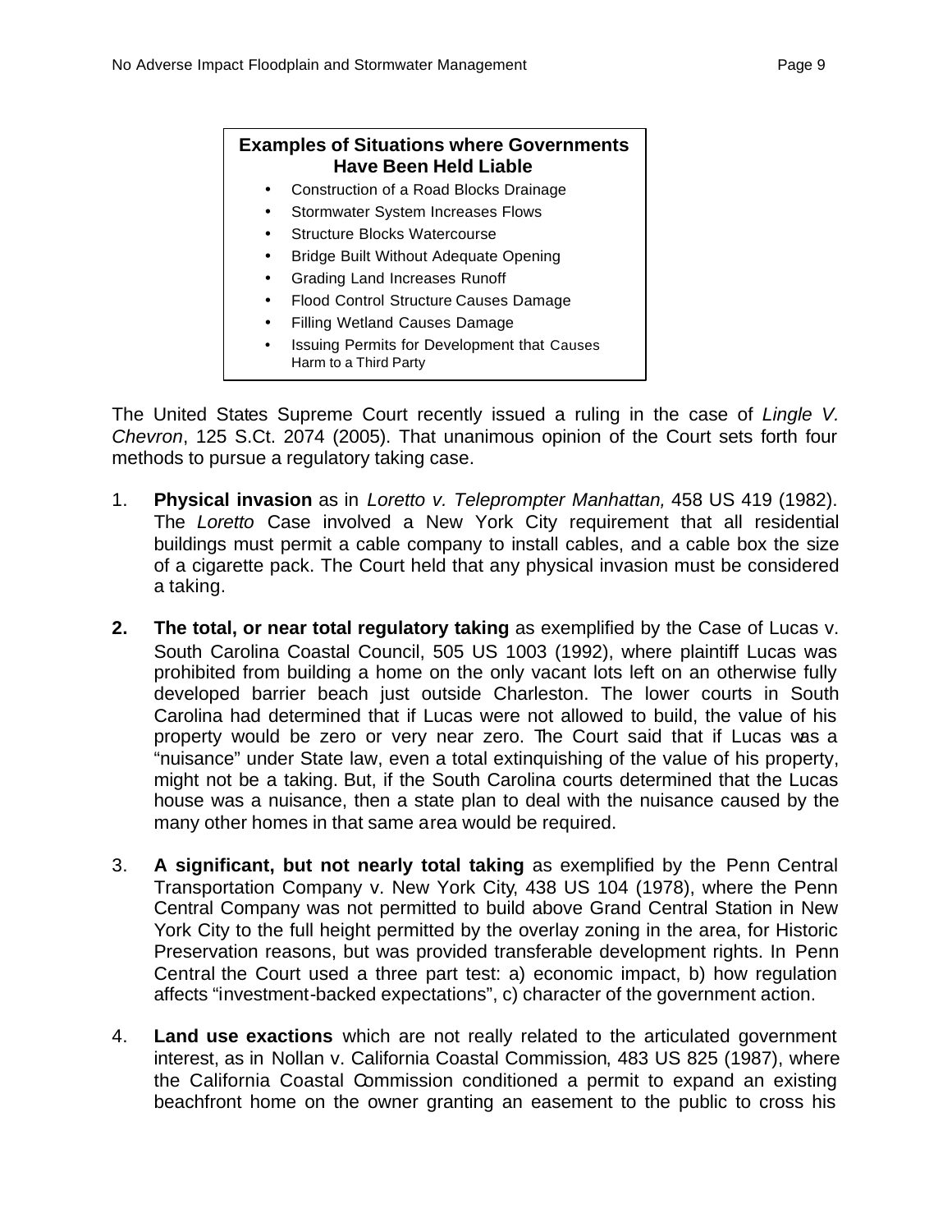**Examples of Situations where Governments Have Been Held Liable**

- Construction of a Road Blocks Drainage
- Stormwater System Increases Flows
- Structure Blocks Watercourse
- Bridge Built Without Adequate Opening
- Grading Land Increases Runoff
- Flood Control Structure Causes Damage
- Filling Wetland Causes Damage
- Issuing Permits for Development that Causes Harm to a Third Party

The United States Supreme Court recently issued a ruling in the case of *Lingle V. Chevron*, 125 S.Ct. 2074 (2005). That unanimous opinion of the Court sets forth four methods to pursue a regulatory taking case.

1. **Physical invasion** as in *Loretto v. Teleprompter Manhattan,* 458 US 419 (1982). The *Loretto* Case involved a New York City requirement that all residential buildings must permit a cable company to install cables, and a cable box the size of a cigarette pack. The Court held that any physical invasion must be considered a taking.

2. **The total, or near total regulatory taking** as exemplified by the Case of Lucas v. South Carolina Coastal Council, 505 US 1003 (1992), where plaintiff Lucas was prohibited from building a home on the only vacant lots left on an otherwise fully developed barrier beach just outside Charleston. The lower courts in South Carolina had determined that if Lucas were not allowed to build, the value of his property would be zero or very near zero. The Court said that if Lucas was a "nuisance" under State law, even a total extinquishing of the value of his property, might not be a taking. But, if the South Carolina courts determined that the Lucas house was a nuisance, then a state plan to deal with the nuisance caused by the many other homes in that same area would be required.

3. **A significant, but not nearly total taking** as exemplified by the Penn Central Transportation Company v. New York City, 438 US 104 (1978), where the Penn Central Company was not permitted to build above Grand Central Station in New York City to the full height permitted by the overlay zoning in the area, for Historic Preservation reasons, but was provided transferable development rights. In Penn Central the Court used a three part test: a) economic impact, b) how regulation affects "investment-backed expectations", c) character of the government action.

4. **Land use exactions** which are not really related to the articulated government interest, as in Nollan v. California Coastal Commission, 483 US 825 (1987), where the California Coastal Commission conditioned a permit to expand an existing beachfront home on the owner granting an easement to the public to cross his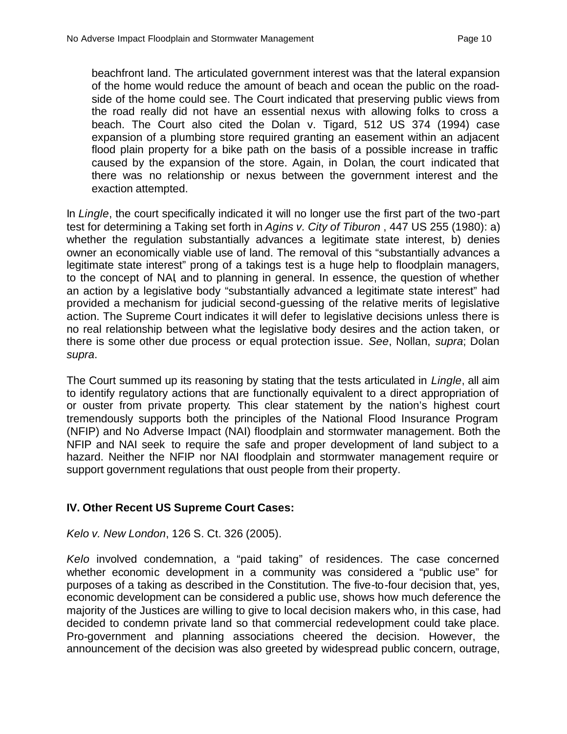beachfront land. The articulated government interest was that the lateral expansion of the home would reduce the amount of beach and ocean the public on the road-side of the home could see. The Court indicated that preserving public views from the road really did not have an essential nexus with allowing folks to cross a beach. The Court also cited the Dolan v. Tigard, 512 US 374 (1994) case expansion of a plumbing store required granting an easement within an adjacent flood plain property for a bike path on the basis of a possible increase in traffic caused by the expansion of the store. Again, in Dolan, the court indicated that there was no relationship or nexus between the government interest and the exaction attempted.

In *Lingle*, the court specifically indicated it will no longer use the first part of the two-part test for determining a Taking set forth in *Agins v. City of Tiburon* , 447 US 255 (1980): a) whether the regulation substantially advances a legitimate state interest, b) denies owner an economically viable use of land. The removal of this "substantially advances a legitimate state interest" prong of a takings test is a huge help to floodplain managers, to the concept of NAI, and to planning in general. In essence, the question of whether an action by a legislative body "substantially advanced a legitimate state interest" had provided a mechanism for judicial second-guessing of the relative merits of legislative action. The Supreme Court indicates it will defer to legislative decisions unless there is no real relationship between what the legislative body desires and the action taken, or there is some other due process or equal protection issue. *See*, Nollan, *supra*; Dolan *supra*.

The Court summed up its reasoning by stating that the tests articulated in *Lingle*, all aim to identify regulatory actions that are functionally equivalent to a direct appropriation of or ouster from private property. This clear statement by the nation's highest court tremendously supports both the principles of the National Flood Insurance Program (NFIP) and No Adverse Impact (NAI) floodplain and stormwater management. Both the NFIP and NAI seek to require the safe and proper development of land subject to a hazard. Neither the NFIP nor NAI floodplain and stormwater management require or support government regulations that oust people from their property.

## IV. Other Recent US Supreme Court Cases:

*Kelo v. New London*, 126 S. Ct. 326 (2005).

*Kelo* involved condemnation, a "paid taking" of residences. The case concerned whether economic development in a community was considered a "public use" for purposes of a taking as described in the Constitution. The five-to-four decision that, yes, economic development can be considered a public use, shows how much deference the majority of the Justices are willing to give to local decision makers who, in this case, had decided to condemn private land so that commercial redevelopment could take place. Pro-government and planning associations cheered the decision. However, the announcement of the decision was also greeted by widespread public concern, outrage,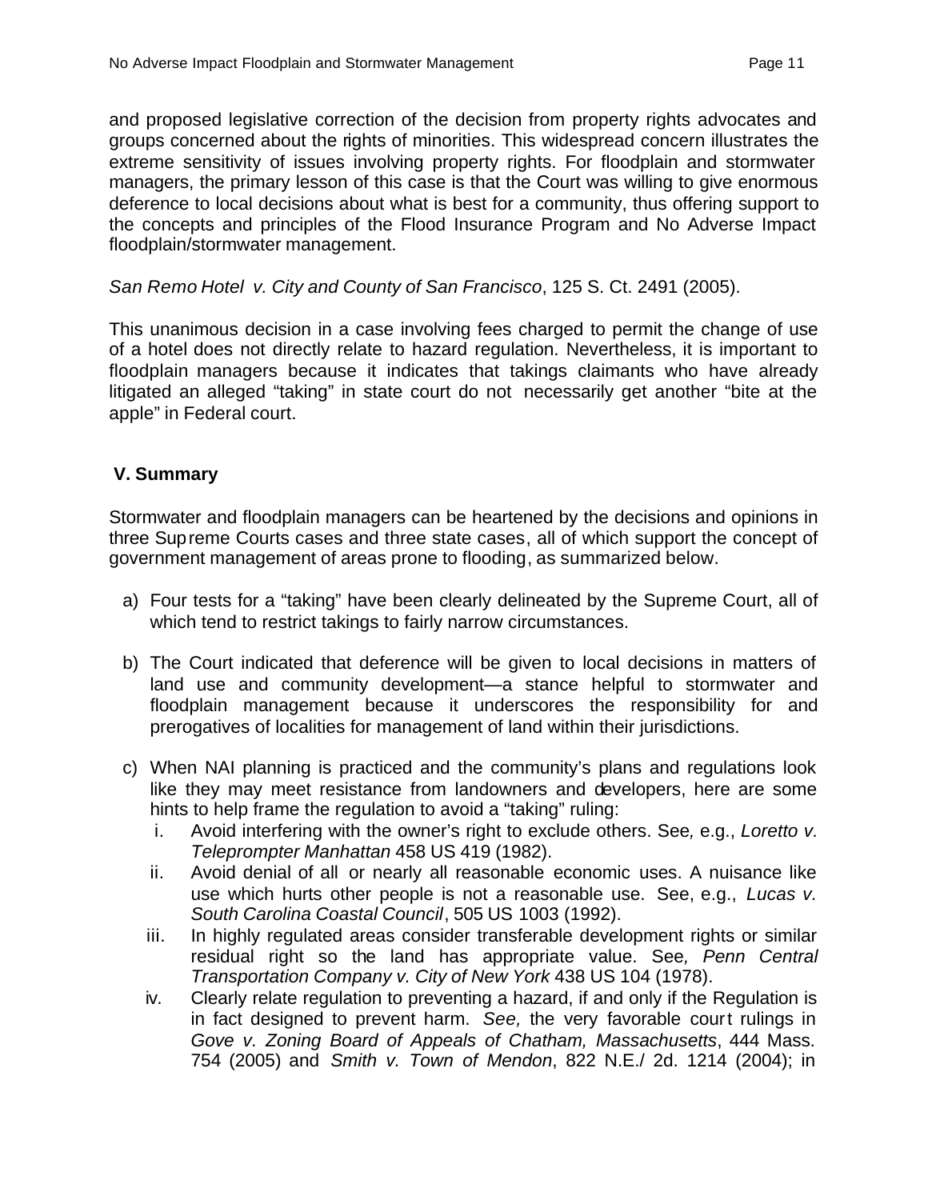and proposed legislative correction of the decision from property rights advocates and groups concerned about the rights of minorities. This widespread concern illustrates the extreme sensitivity of issues involving property rights. For floodplain and stormwater managers, the primary lesson of this case is that the Court was willing to give enormous deference to local decisions about what is best for a community, thus offering support to the concepts and principles of the Flood Insurance Program and No Adverse Impact floodplain/stormwater management.

*San Remo Hotel v. City and County of San Francisco*, 125 S. Ct. 2491 (2005).

This unanimous decision in a case involving fees charged to permit the change of use of a hotel does not directly relate to hazard regulation. Nevertheless, it is important to floodplain managers because it indicates that takings claimants who have already litigated an alleged "taking" in state court do not necessarily get another "bite at the apple" in Federal court.

## V. Summary

Stormwater and floodplain managers can be heartened by the decisions and opinions in three Supreme Courts cases and three state cases, all of which support the concept of government management of areas prone to flooding, as summarized below.

a) Four tests for a "taking" have been clearly delineated by the Supreme Court, all of which tend to restrict takings to fairly narrow circumstances.

b) The Court indicated that deference will be given to local decisions in matters of land use and community development—a stance helpful to stormwater and floodplain management because it underscores the responsibility for and prerogatives of localities for management of land within their jurisdictions.

c) When NAI planning is practiced and the community's plans and regulations look like they may meet resistance from landowners and developers, here are some hints to help frame the regulation to avoid a "taking" ruling:
   - i. Avoid interfering with the owner's right to exclude others. See*,* e.g., *Loretto v. Teleprompter Manhattan* 458 US 419 (1982).
   - ii. Avoid denial of all or nearly all reasonable economic uses. A nuisance like use which hurts other people is not a reasonable use. See, e.g., *Lucas v. South Carolina Coastal Council*, 505 US 1003 (1992).
   - iii. In highly regulated areas consider transferable development rights or similar residual right so the land has appropriate value. See*, Penn Central Transportation Company v. City of New York* 438 US 104 (1978).
   - iv. Clearly relate regulation to preventing a hazard, if and only if the Regulation is in fact designed to prevent harm. *See,* the very favorable court rulings in *Gove v. Zoning Board of Appeals of Chatham, Massachusetts*, 444 Mass. 754 (2005) and *Smith v. Town of Mendon*, 822 N.E./ 2d. 1214 (2004); in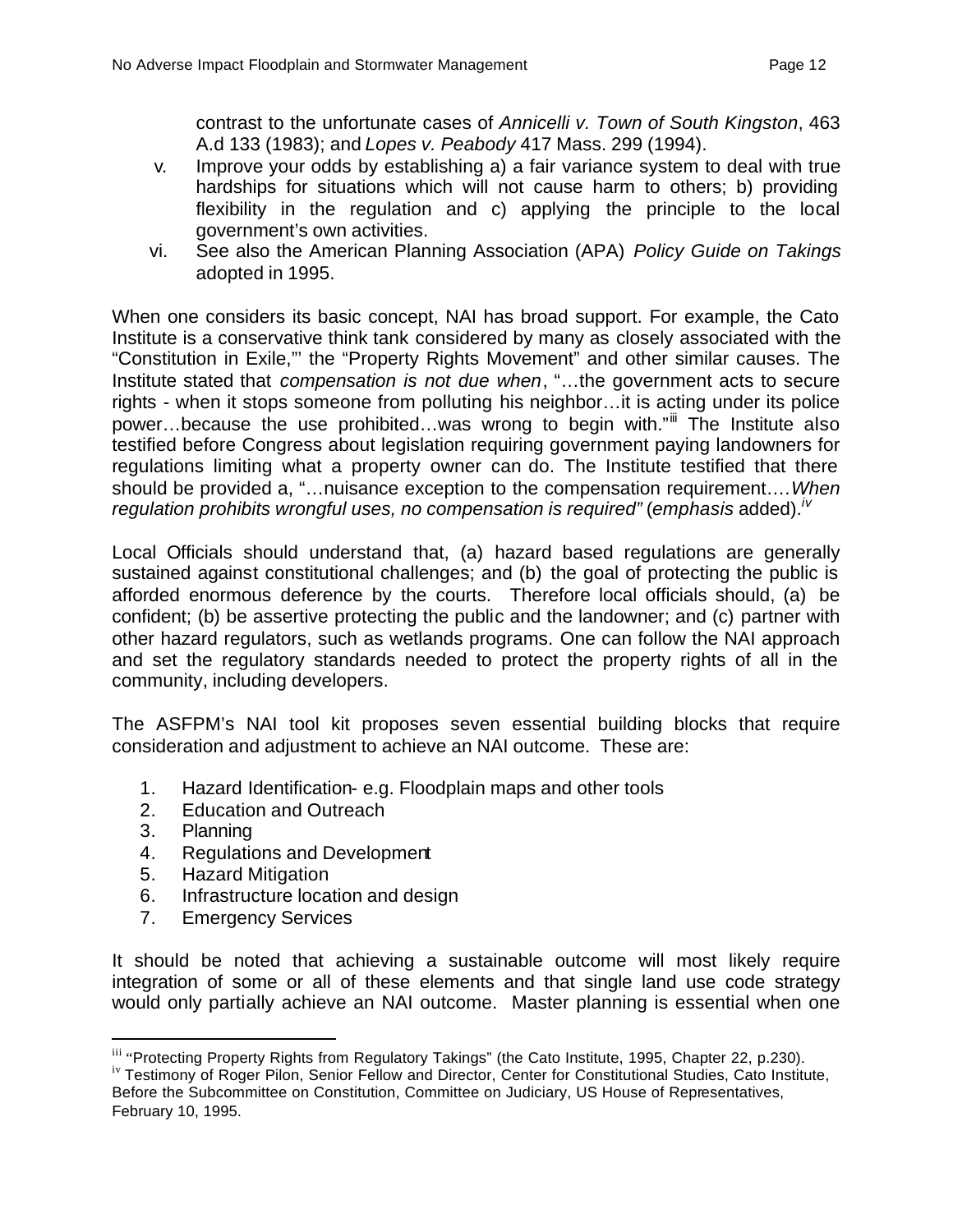contrast to the unfortunate cases of *Annicelli v. Town of South Kingston*, 463 A.d 133 (1983); and *Lopes v. Peabody* 417 Mass. 299 (1994).

v. Improve your odds by establishing a) a fair variance system to deal with true hardships for situations which will not cause harm to others; b) providing flexibility in the regulation and c) applying the principle to the local government's own activities.

vi. See also the American Planning Association (APA) *Policy Guide on Takings* adopted in 1995.

When one considers its basic concept, NAI has broad support. For example, the Cato Institute is a conservative think tank considered by many as closely associated with the "Constitution in Exile,"' the "Property Rights Movement" and other similar causes. The Institute stated that *compensation is not due when*, "…the government acts to secure rights - when it stops someone from polluting his neighbor…it is acting under its police power…because the use prohibited…was wrong to begin with."[iii] The Institute also testified before Congress about legislation requiring government paying landowners for regulations limiting what a property owner can do. The Institute testified that there should be provided a, "…nuisance exception to the compensation requirement….*When regulation prohibits wrongful uses, no compensation is required"* (*emphasis* added).[iv]

Local Officials should understand that, (a) hazard based regulations are generally sustained against constitutional challenges; and (b) the goal of protecting the public is afforded enormous deference by the courts. Therefore local officials should, (a) be confident; (b) be assertive protecting the public and the landowner; and (c) partner with other hazard regulators, such as wetlands programs. One can follow the NAI approach and set the regulatory standards needed to protect the property rights of all in the community, including developers.

The ASFPM's NAI tool kit proposes seven essential building blocks that require consideration and adjustment to achieve an NAI outcome. These are:

1. Hazard Identification- e.g. Floodplain maps and other tools
2. Education and Outreach
3. Planning
4. Regulations and Development
5. Hazard Mitigation
6. Infrastructure location and design
7. Emergency Services

It should be noted that achieving a sustainable outcome will most likely require integration of some or all of these elements and that single land use code strategy would only partially achieve an NAI outcome. Master planning is essential when one

---

[iii] "Protecting Property Rights from Regulatory Takings" (the Cato Institute, 1995, Chapter 22, p.230).

[iv] Testimony of Roger Pilon, Senior Fellow and Director, Center for Constitutional Studies, Cato Institute, Before the Subcommittee on Constitution, Committee on Judiciary, US House of Representatives, February 10, 1995.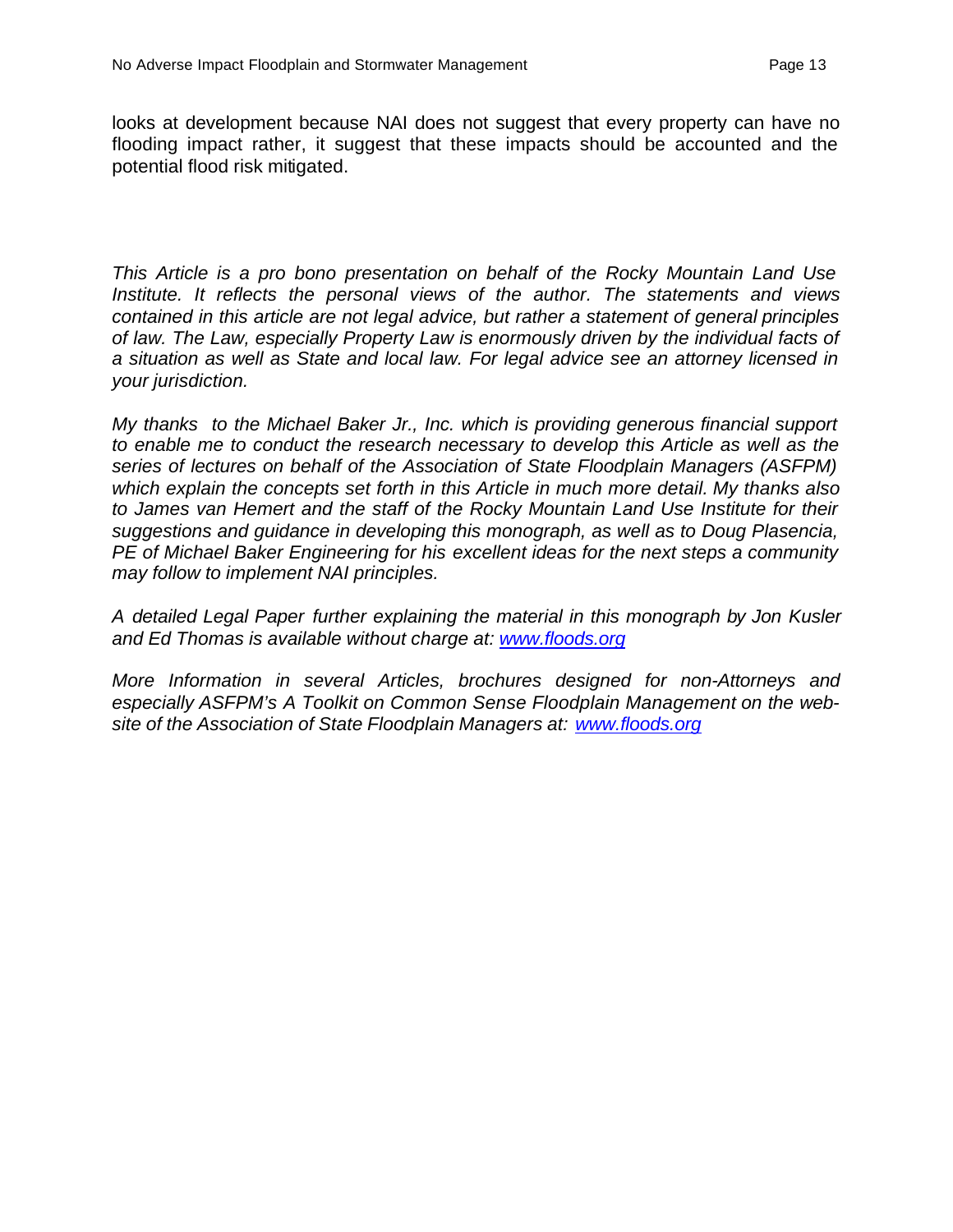looks at development because NAI does not suggest that every property can have no flooding impact rather, it suggest that these impacts should be accounted and the potential flood risk mitigated.

*This Article is a pro bono presentation on behalf of the Rocky Mountain Land Use Institute. It reflects the personal views of the author. The statements and views contained in this article are not legal advice, but rather a statement of general principles of law. The Law, especially Property Law is enormously driven by the individual facts of a situation as well as State and local law. For legal advice see an attorney licensed in your jurisdiction.*

*My thanks to the Michael Baker Jr., Inc. which is providing generous financial support to enable me to conduct the research necessary to develop this Article as well as the series of lectures on behalf of the Association of State Floodplain Managers (ASFPM) which explain the concepts set forth in this Article in much more detail. My thanks also to James van Hemert and the staff of the Rocky Mountain Land Use Institute for their suggestions and guidance in developing this monograph, as well as to Doug Plasencia, PE of Michael Baker Engineering for his excellent ideas for the next steps a community may follow to implement NAI principles.*

*A detailed Legal Paper further explaining the material in this monograph by Jon Kusler and Ed Thomas is available without charge at: [www.floods.org](http://www.floods.org)*

*More Information in several Articles, brochures designed for non-Attorneys and especially ASFPM's A Toolkit on Common Sense Floodplain Management on the web-site of the Association of State Floodplain Managers at: [www.floods.org](http://www.floods.org)*